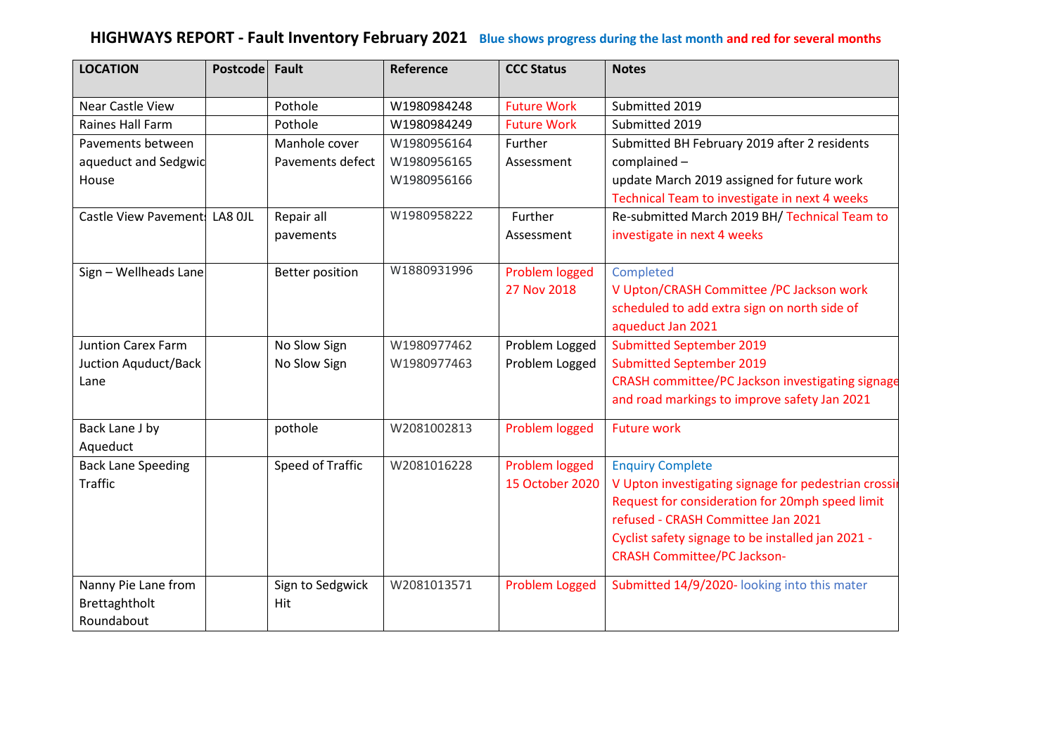# HIGHWAYS REPORT - Fault Inventory February 2021

Blue shows progress during the last month and red for several months

| LOCATION | Postcode | Fault | Reference | CCC Status | Notes |
|---|---|---|---|---|---|
| Near Castle View | | Pothole | W1980984248 | Future Work | Submitted 2019 |
| Raines Hall Farm | | Pothole | W1980984249 | Future Work | Submitted 2019 |
| Pavements between aqueduct and Sedgwic House | | Manhole cover<br>Pavements defect | W1980956164<br>W1980956165<br>W1980956166 | Further Assessment | Submitted BH February 2019 after 2 residents complained –<br>update March 2019 assigned for future work<br>Technical Team to investigate in next 4 weeks |
| Castle View Pavement | LA8 0JL | Repair all pavements | W1980958222 | Further Assessment | Re-submitted March 2019 BH/ Technical Team to investigate in next 4 weeks |
| Sign – Wellheads Lane | | Better position | W1880931996 | Problem logged 27 Nov 2018 | Completed<br>V Upton/CRASH Committee /PC Jackson work scheduled to add extra sign on north side of aqueduct Jan 2021 |
| Juntion Carex Farm<br>Juction Aquduct/Back Lane | | No Slow Sign<br>No Slow Sign | W1980977462<br>W1980977463 | Problem Logged<br>Problem Logged | Submitted September 2019<br>Submitted September 2019<br>CRASH committee/PC Jackson investigating signage and road markings to improve safety Jan 2021 |
| Back Lane J by Aqueduct | | pothole | W2081002813 | Problem logged | Future work |
| Back Lane Speeding Traffic | | Speed of Traffic | W2081016228 | Problem logged 15 October 2020 | Enquiry Complete<br>V Upton investigating signage for pedestrian crossi<br>Request for consideration for 20mph speed limit refused - CRASH Committee Jan 2021<br>Cyclist safety signage to be installed jan 2021 - CRASH Committee/PC Jackson- |
| Nanny Pie Lane from Brettaghtholt Roundabout | | Sign to Sedgwick Hit | W2081013571 | Problem Logged | Submitted 14/9/2020- looking into this mater |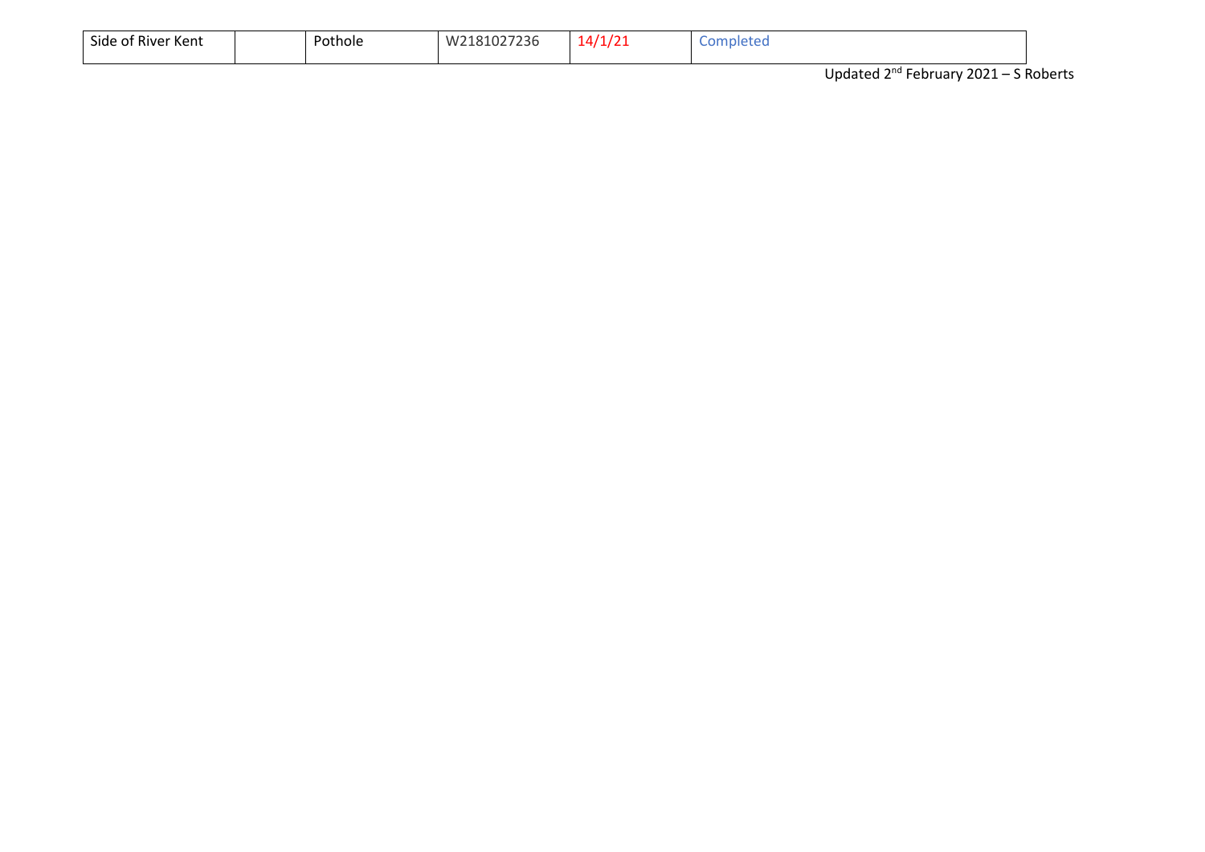| | | | | | |
|---|---|---|---|---|---|
| Side of River Kent | | Pothole | W2181027236 | 14/1/21 | Completed |

Updated 2nd February 2021 – S Roberts